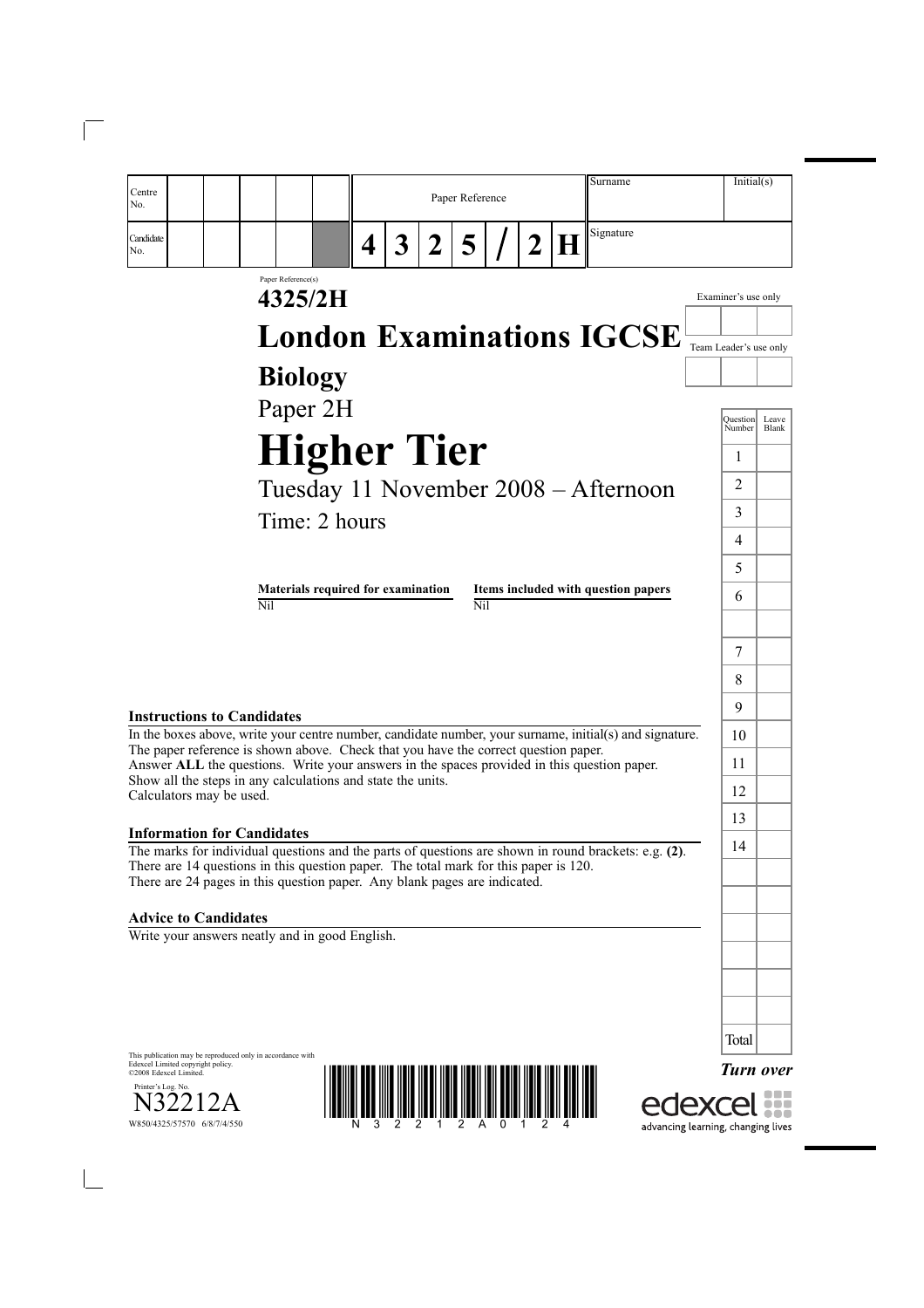| Centre No. | | | | | | Paper Reference | | | | | | | Surname | Initial(s) |
|---|---|---|---|---|---|---|---|---|---|---|---|---|---|---|
| Candidate No. | | | | | | 4 | 3 | 2 | 5 | / | 2 | H | Signature | |

Paper Reference(s)

**4325/2H**

# London Examinations IGCSE

## Biology

Paper 2H

# Higher Tier

Tuesday 11 November 2008 – Afternoon

Time: 2 hours

| **Materials required for examination** | **Items included with question papers** |
|---|---|
| Nil | Nil |

Examiner's use only

Team Leader's use only

| Question Number | Leave Blank |
|---|---|
| 1 | |
| 2 | |
| 3 | |
| 4 | |
| 5 | |
| 6 | |
| | |
| 7 | |
| 8 | |
| 9 | |
| 10 | |
| 11 | |
| 12 | |
| 13 | |
| 14 | |
| Total | |

**Instructions to Candidates**

In the boxes above, write your centre number, candidate number, your surname, initial(s) and signature.
The paper reference is shown above. Check that you have the correct question paper.
Answer **ALL** the questions. Write your answers in the spaces provided in this question paper.
Show all the steps in any calculations and state the units.
Calculators may be used.

**Information for Candidates**

The marks for individual questions and the parts of questions are shown in round brackets: e.g. **(2)**.
There are 14 questions in this question paper. The total mark for this paper is 120.
There are 24 pages in this question paper. Any blank pages are indicated.

**Advice to Candidates**

Write your answers neatly and in good English.

This publication may be reproduced only in accordance with Edexcel Limited copyright policy.
©2008 Edexcel Limited.

Printer's Log. No.
N32212A
W850/4325/57570 6/8/7/4/550

*Turn over*

edexcel
advancing learning, changing lives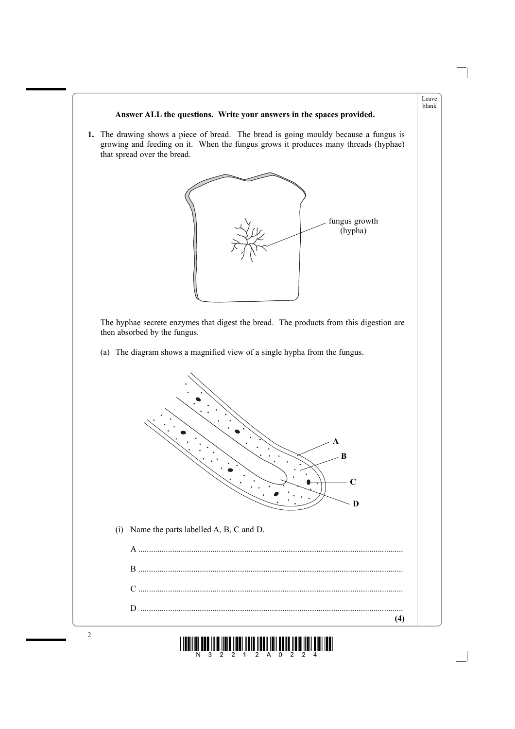**Answer ALL the questions. Write your answers in the spaces provided.**

**1.** The drawing shows a piece of bread. The bread is going mouldy because a fungus is growing and feeding on it. When the fungus grows it produces many threads (hyphae) that spread over the bread.

fungus growth (hypha)

The hyphae secrete enzymes that digest the bread. The products from this digestion are then absorbed by the fungus.

(a) The diagram shows a magnified view of a single hypha from the fungus.

A

B

C

D

(i) Name the parts labelled A, B, C and D.

A ..........................................................................................................................

B ..........................................................................................................................

C ..........................................................................................................................

D ..........................................................................................................................

**(4)**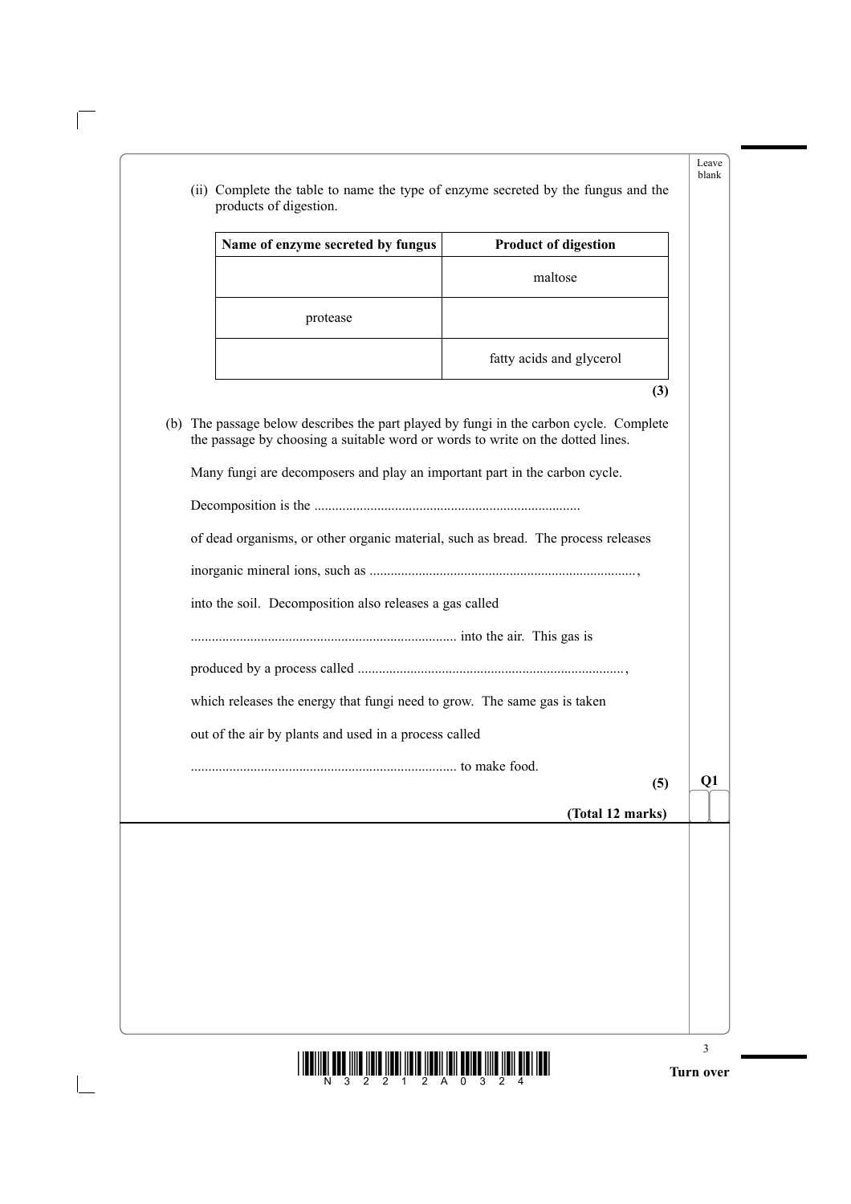(ii) Complete the table to name the type of enzyme secreted by the fungus and the products of digestion.

| Name of enzyme secreted by fungus | Product of digestion |
|---|---|
| | maltose |
| protease | |
| | fatty acids and glycerol |

**(3)**

(b) The passage below describes the part played by fungi in the carbon cycle. Complete the passage by choosing a suitable word or words to write on the dotted lines.

Many fungi are decomposers and play an important part in the carbon cycle.

Decomposition is the ..........................................................................

of dead organisms, or other organic material, such as bread. The process releases

inorganic mineral ions, such as .........................................................................,

into the soil. Decomposition also releases a gas called

.......................................................................... into the air. This gas is

produced by a process called .........................................................................,

which releases the energy that fungi need to grow. The same gas is taken

out of the air by plants and used in a process called

.......................................................................... to make food.

**(5)**

**(Total 12 marks)**

Q1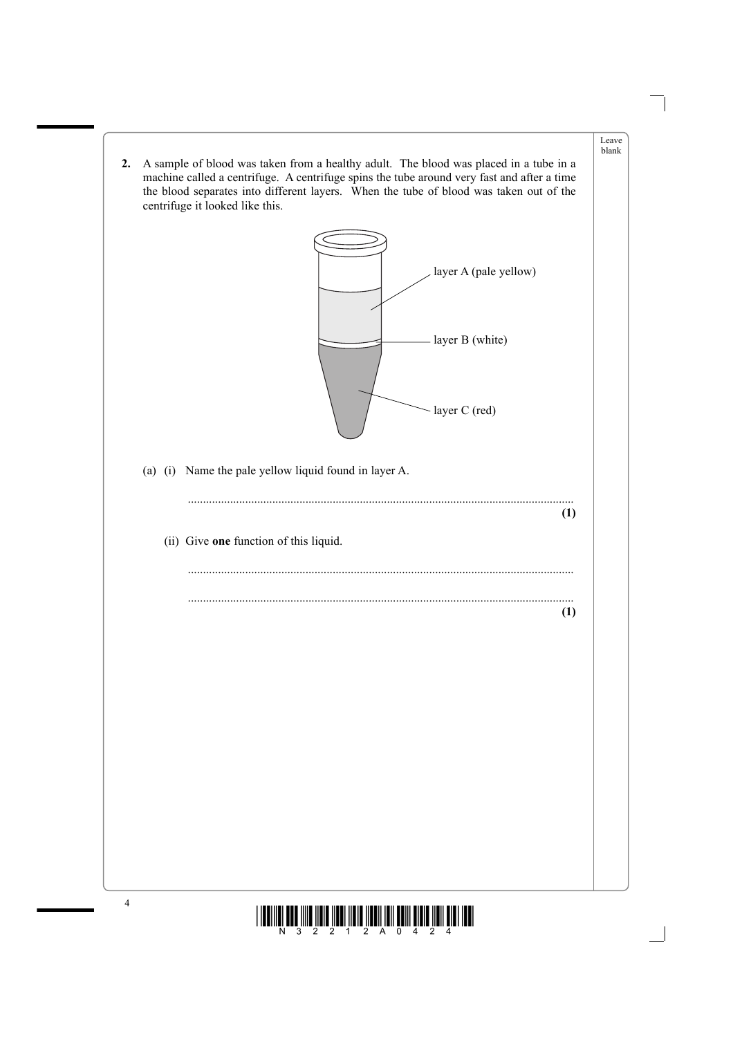**2.** A sample of blood was taken from a healthy adult. The blood was placed in a tube in a machine called a centrifuge. A centrifuge spins the tube around very fast and after a time the blood separates into different layers. When the tube of blood was taken out of the centrifuge it looked like this.

layer A (pale yellow)

layer B (white)

layer C (red)

(a) (i) Name the pale yellow liquid found in layer A.

..........................................................................................................................
**(1)**

(ii) Give **one** function of this liquid.

..........................................................................................................................

..........................................................................................................................
**(1)**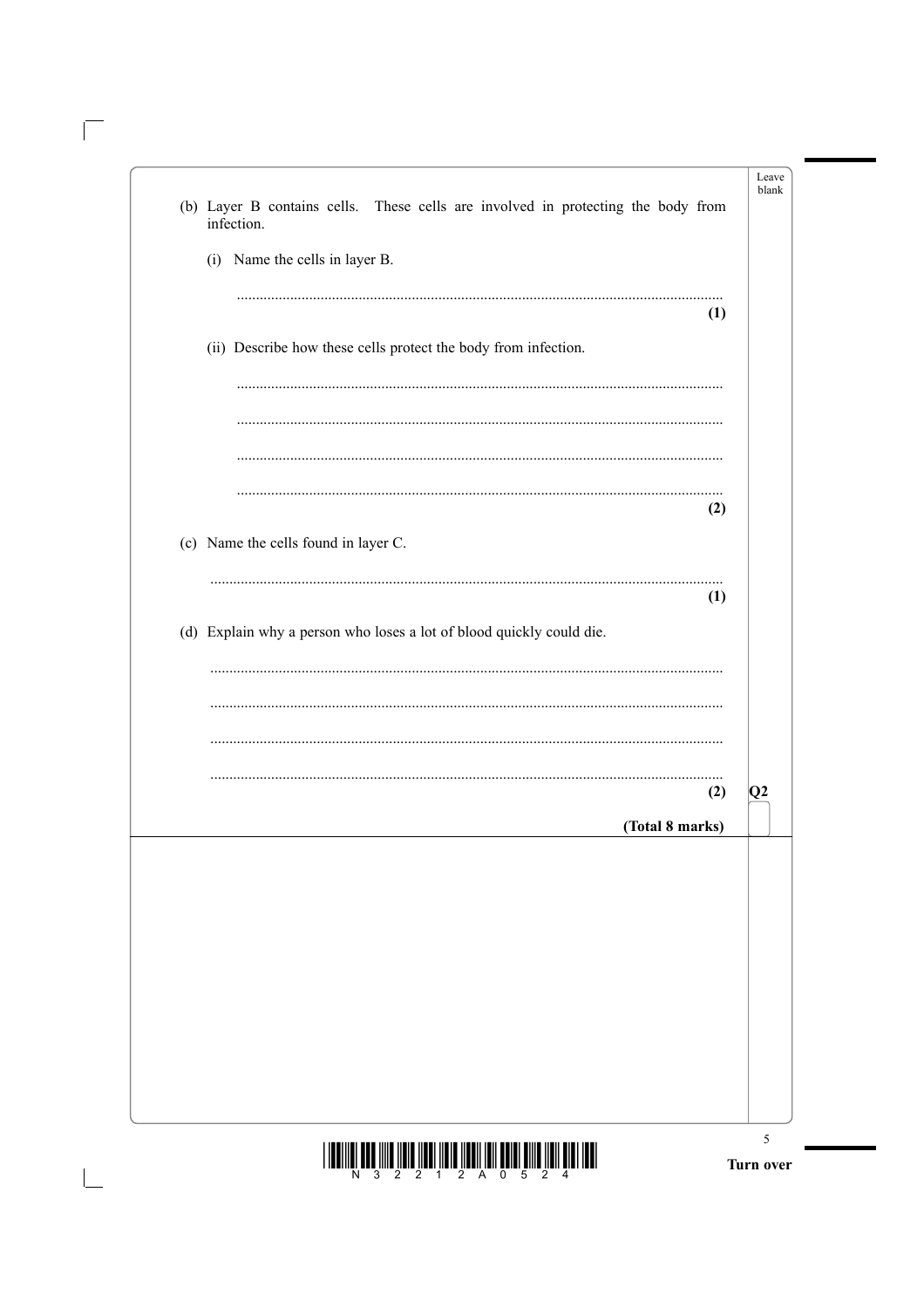(b) Layer B contains cells. These cells are involved in protecting the body from infection.

(i) Name the cells in layer B.

..............................................................................................................................
**(1)**

(ii) Describe how these cells protect the body from infection.

..............................................................................................................................

..............................................................................................................................

..............................................................................................................................

..............................................................................................................................
**(2)**

(c) Name the cells found in layer C.

..............................................................................................................................
**(1)**

(d) Explain why a person who loses a lot of blood quickly could die.

..............................................................................................................................

..............................................................................................................................

..............................................................................................................................

..............................................................................................................................
**(2)**

**Q2**

**(Total 8 marks)**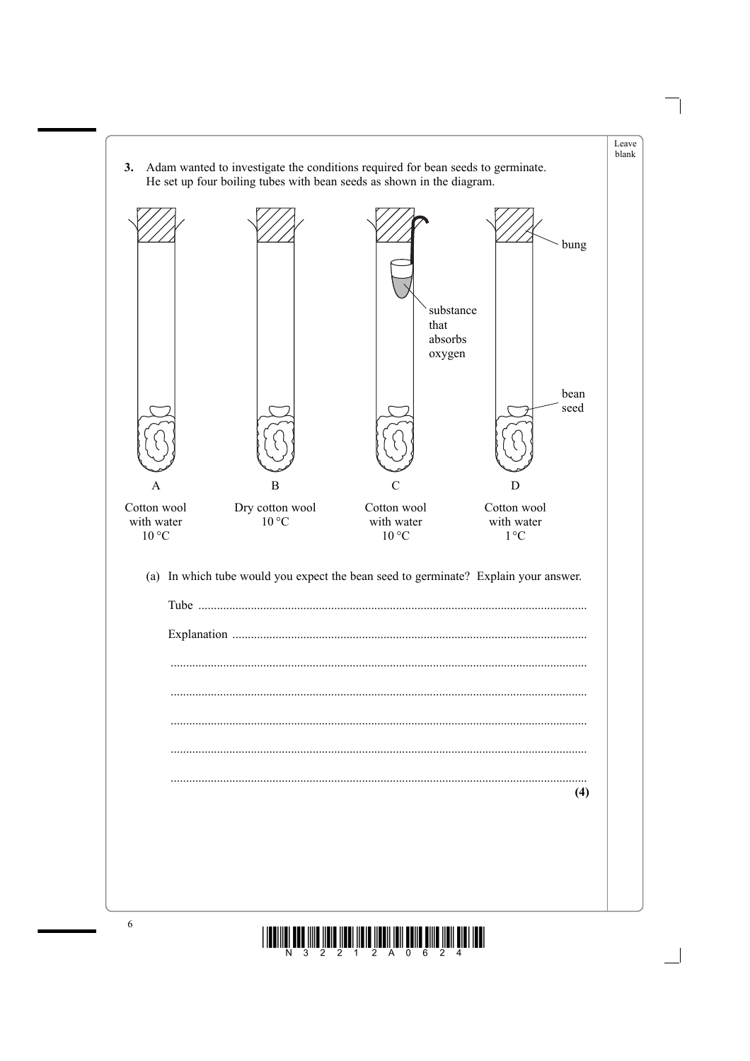3. Adam wanted to investigate the conditions required for bean seeds to germinate. He set up four boiling tubes with bean seeds as shown in the diagram.

bung

substance that absorbs oxygen

bean seed

| A | B | C | D |
|---|---|---|---|
| Cotton wool with water 10 °C | Dry cotton wool 10 °C | Cotton wool with water 10 °C | Cotton wool with water 1 °C |

(a) In which tube would you expect the bean seed to germinate? Explain your answer.

Tube ..............................................................................................................

Explanation ..................................................................................................

..........................................................................................................................

..........................................................................................................................

..........................................................................................................................

..........................................................................................................................

..........................................................................................................................

**(4)**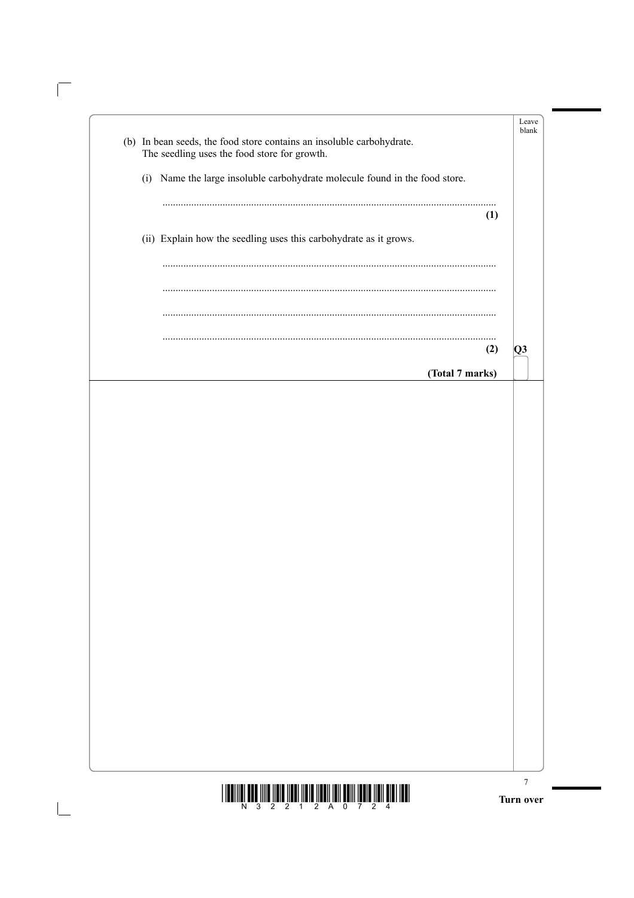(b) In bean seeds, the food store contains an insoluble carbohydrate. The seedling uses the food store for growth.

(i) Name the large insoluble carbohydrate molecule found in the food store.

..............................................................................................................

**(1)**

(ii) Explain how the seedling uses this carbohydrate as it grows.

..............................................................................................................

..............................................................................................................

..............................................................................................................

..............................................................................................................

**(2)**

**Q3**

**(Total 7 marks)**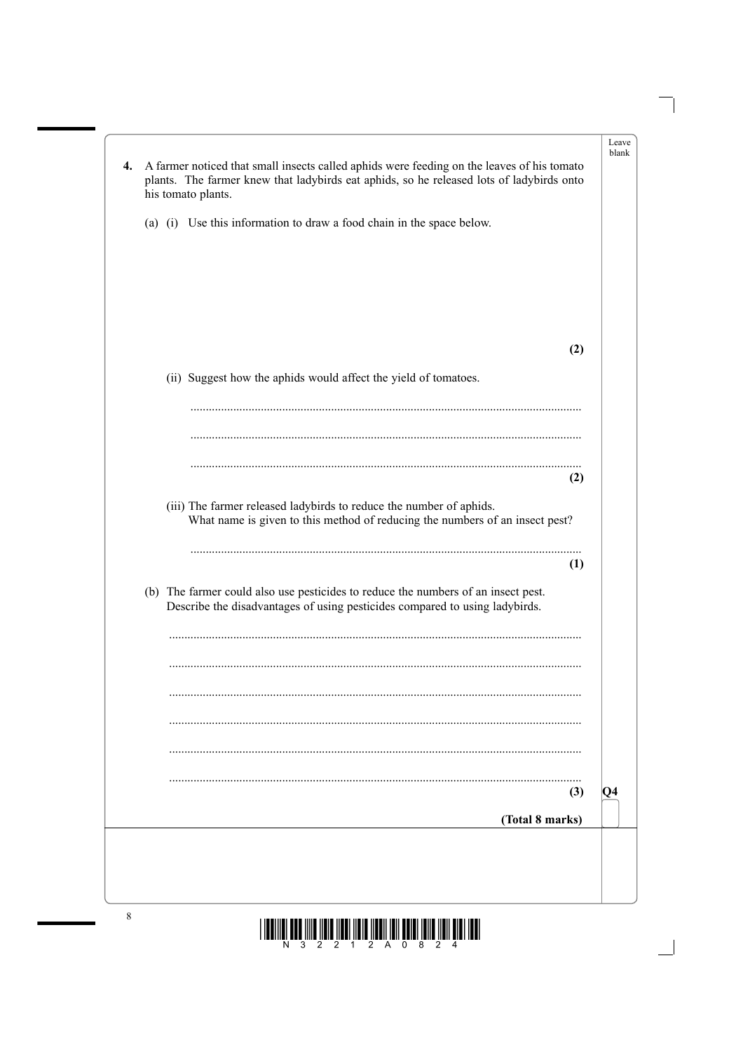**4.** A farmer noticed that small insects called aphids were feeding on the leaves of his tomato plants. The farmer knew that ladybirds eat aphids, so he released lots of ladybirds onto his tomato plants.

(a) (i) Use this information to draw a food chain in the space below.

**(2)**

(ii) Suggest how the aphids would affect the yield of tomatoes.

..............................................................................................................................

..............................................................................................................................

..............................................................................................................................

**(2)**

(iii) The farmer released ladybirds to reduce the number of aphids.
What name is given to this method of reducing the numbers of an insect pest?

..............................................................................................................................

**(1)**

(b) The farmer could also use pesticides to reduce the numbers of an insect pest.
Describe the disadvantages of using pesticides compared to using ladybirds.

..............................................................................................................................

..............................................................................................................................

..............................................................................................................................

..............................................................................................................................

..............................................................................................................................

..............................................................................................................................

**(3)**

**(Total 8 marks)**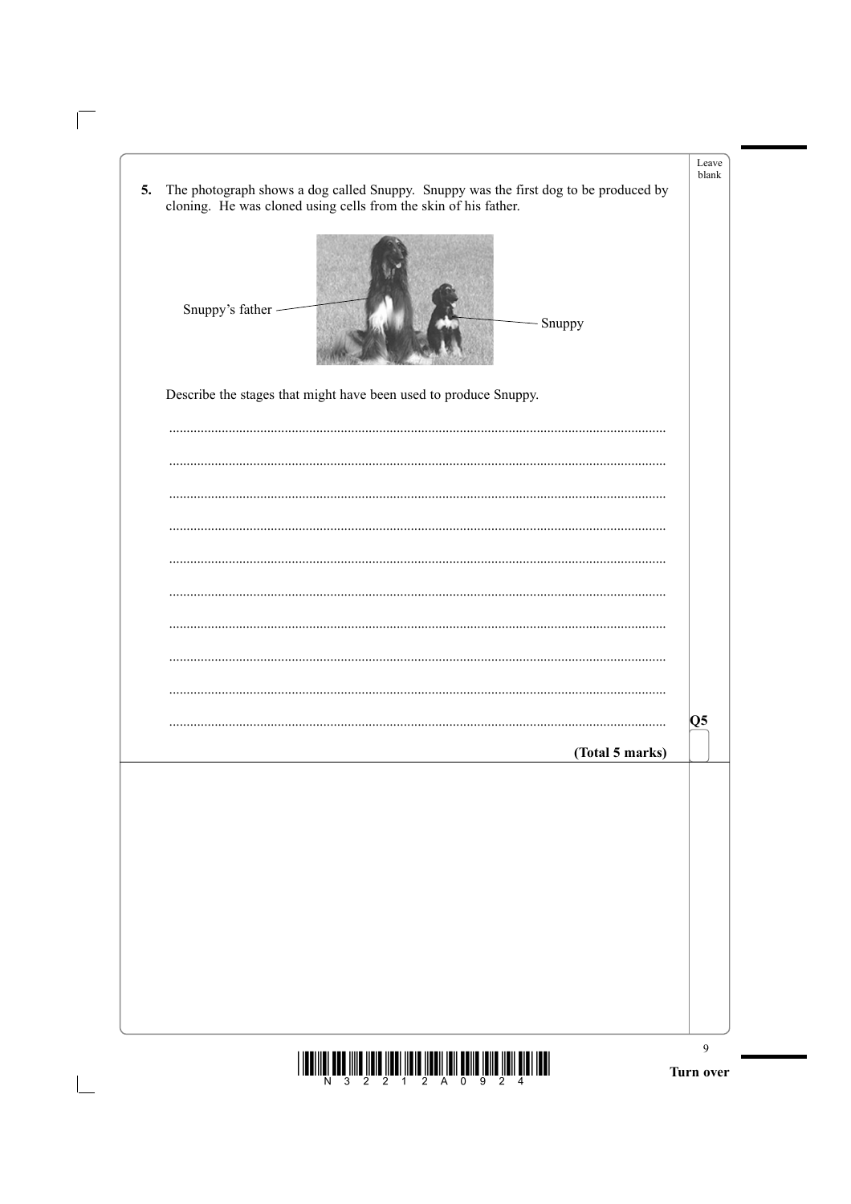**5.** The photograph shows a dog called Snuppy. Snuppy was the first dog to be produced by cloning. He was cloned using cells from the skin of his father.

Snuppy's father

Snuppy

Describe the stages that might have been used to produce Snuppy.

..........................................................................................................................................

..........................................................................................................................................

..........................................................................................................................................

..........................................................................................................................................

..........................................................................................................................................

..........................................................................................................................................

..........................................................................................................................................

..........................................................................................................................................

..........................................................................................................................................

..........................................................................................................................................

**Q5**

**(Total 5 marks)**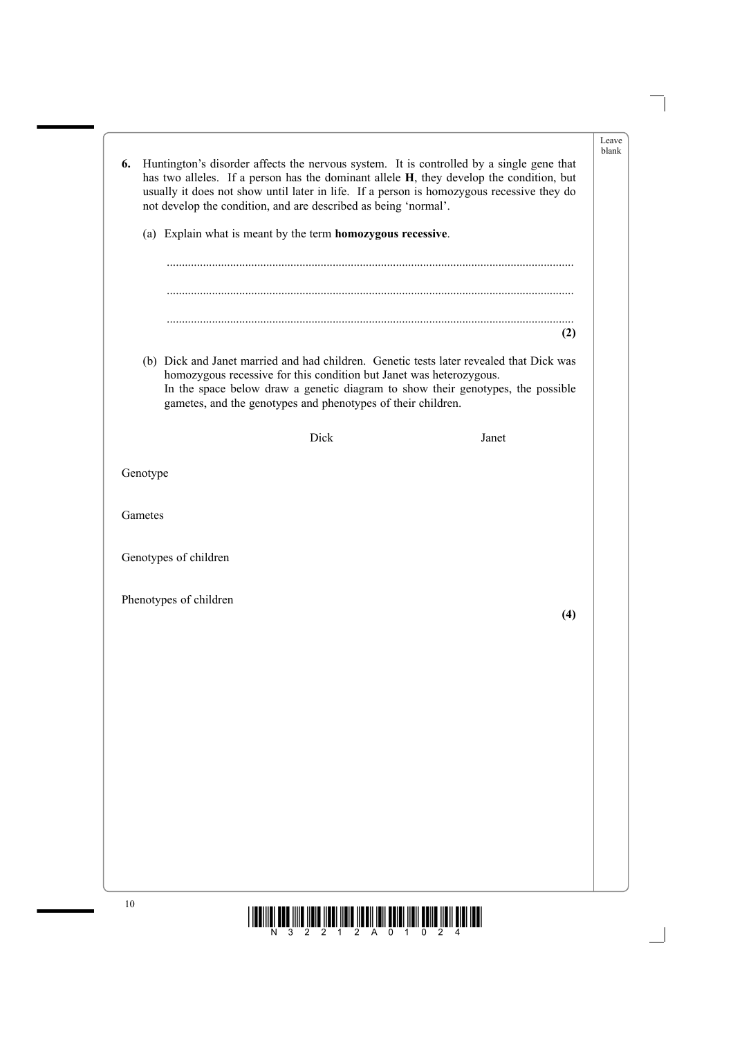**6.** Huntington's disorder affects the nervous system. It is controlled by a single gene that has two alleles. If a person has the dominant allele **H**, they develop the condition, but usually it does not show until later in life. If a person is homozygous recessive they do not develop the condition, and are described as being 'normal'.

(a) Explain what is meant by the term **homozygous recessive**.

....................................................................................................................................

....................................................................................................................................

....................................................................................................................................

**(2)**

(b) Dick and Janet married and had children. Genetic tests later revealed that Dick was homozygous recessive for this condition but Janet was heterozygous.
In the space below draw a genetic diagram to show their genotypes, the possible gametes, and the genotypes and phenotypes of their children.

| | Dick | Janet |
|---|---|---|
| Genotype | | |
| Gametes | | |
| Genotypes of children | | |
| Phenotypes of children | | |

**(4)**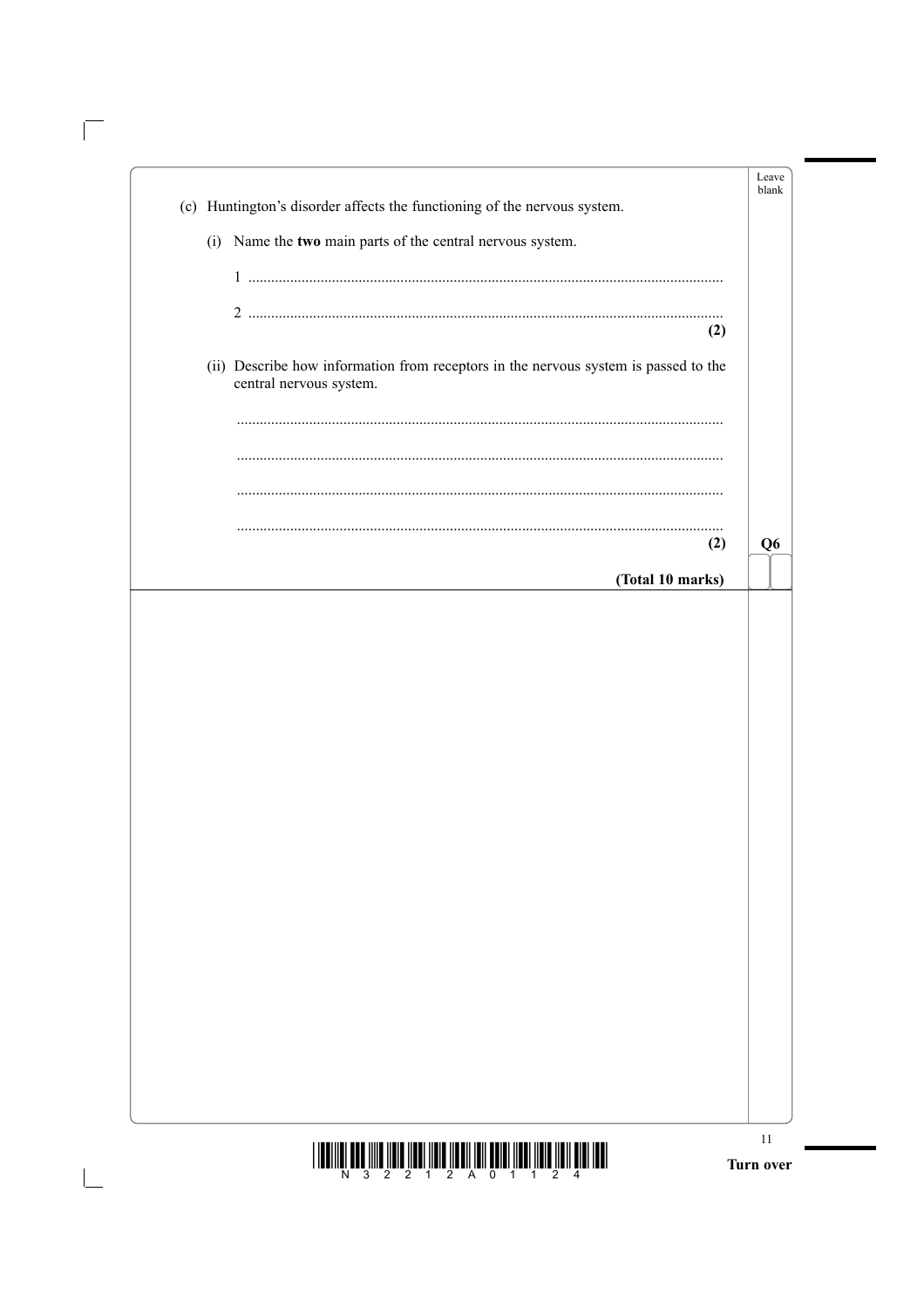(c) Huntington's disorder affects the functioning of the nervous system.

(i) Name the **two** main parts of the central nervous system.

1 ..............................................................................................................

2 ..............................................................................................................

**(2)**

(ii) Describe how information from receptors in the nervous system is passed to the central nervous system.

..............................................................................................................

..............................................................................................................

..............................................................................................................

..............................................................................................................

**(2)**

**Q6**

**(Total 10 marks)**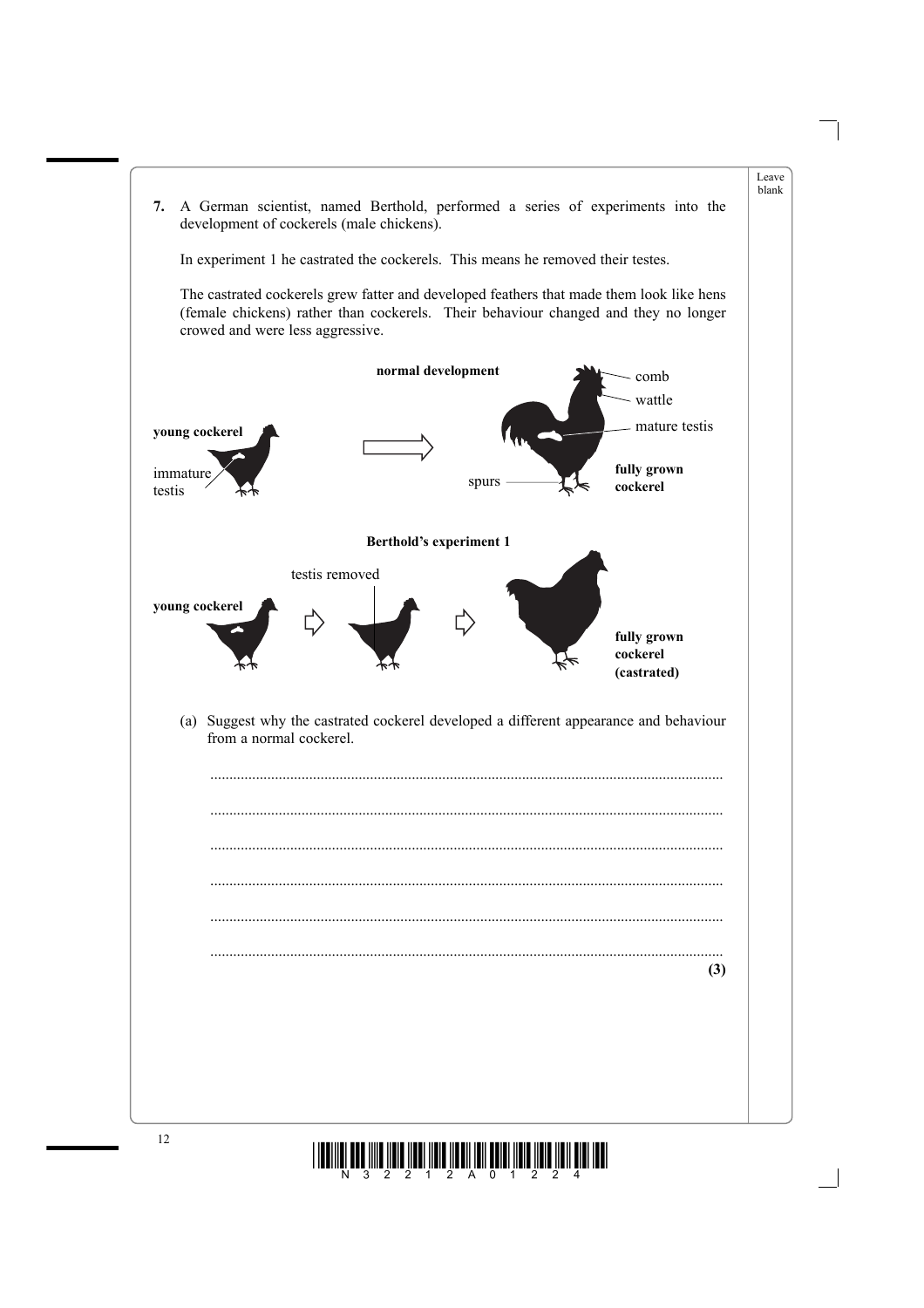**7.** A German scientist, named Berthold, performed a series of experiments into the development of cockerels (male chickens).

In experiment 1 he castrated the cockerels. This means he removed their testes.

The castrated cockerels grew fatter and developed feathers that made them look like hens (female chickens) rather than cockerels. Their behaviour changed and they no longer crowed and were less aggressive.

**normal development**

**young cockerel** — immature testis → **fully grown cockerel** — comb, wattle, mature testis, spurs

**Berthold's experiment 1**

**young cockerel** → testis removed → **fully grown cockerel (castrated)**

(a) Suggest why the castrated cockerel developed a different appearance and behaviour from a normal cockerel.

.....................................................................................................................................

.....................................................................................................................................

.....................................................................................................................................

.....................................................................................................................................

.....................................................................................................................................

.....................................................................................................................................

**(3)**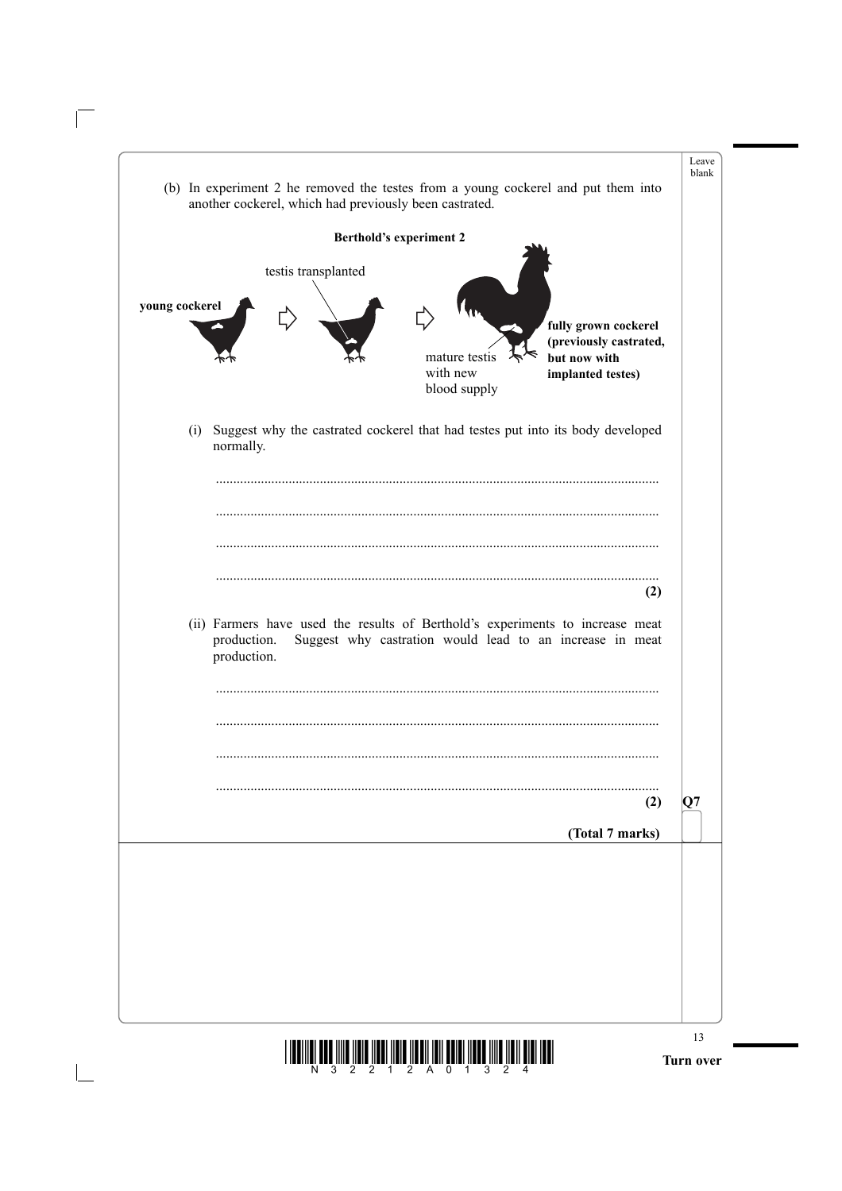(b) In experiment 2 he removed the testes from a young cockerel and put them into another cockerel, which had previously been castrated.

**Berthold's experiment 2**

young cockerel → testis transplanted → fully grown cockerel (previously castrated, but now with implanted testes)

mature testis with new blood supply

(i) Suggest why the castrated cockerel that had testes put into its body developed normally.

..............................................................................................................................

..............................................................................................................................

..............................................................................................................................

..............................................................................................................................

**(2)**

(ii) Farmers have used the results of Berthold's experiments to increase meat production. Suggest why castration would lead to an increase in meat production.

..............................................................................................................................

..............................................................................................................................

..............................................................................................................................

..............................................................................................................................

**(2)**

**Q7**

**(Total 7 marks)**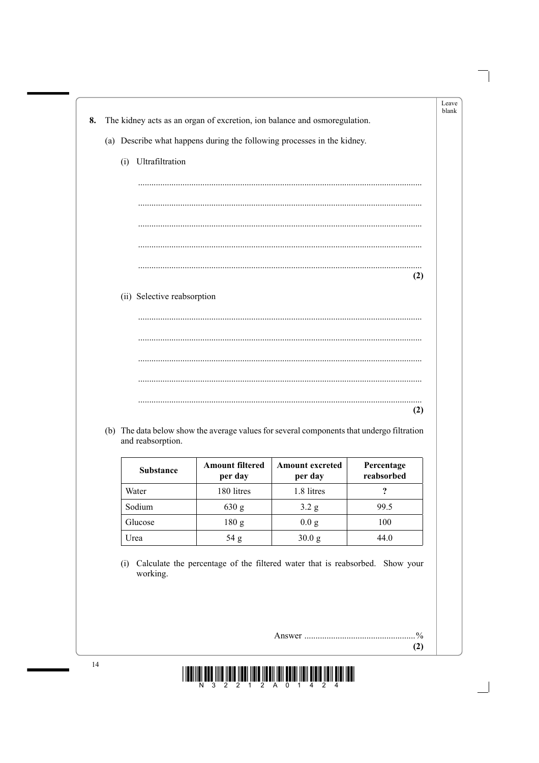**8.** The kidney acts as an organ of excretion, ion balance and osmoregulation.

(a) Describe what happens during the following processes in the kidney.

(i) Ultrafiltration

..............................................................................................................................

..............................................................................................................................

..............................................................................................................................

..............................................................................................................................

..............................................................................................................................
**(2)**

(ii) Selective reabsorption

..............................................................................................................................

..............................................................................................................................

..............................................................................................................................

..............................................................................................................................

..............................................................................................................................
**(2)**

(b) The data below show the average values for several components that undergo filtration and reabsorption.

| **Substance** | **Amount filtered per day** | **Amount excreted per day** | **Percentage reabsorbed** |
|---|---|---|---|
| Water | 180 litres | 1.8 litres | **?** |
| Sodium | 630 g | 3.2 g | 99.5 |
| Glucose | 180 g | 0.0 g | 100 |
| Urea | 54 g | 30.0 g | 44.0 |

(i) Calculate the percentage of the filtered water that is reabsorbed. Show your working.

Answer ..................................................%
**(2)**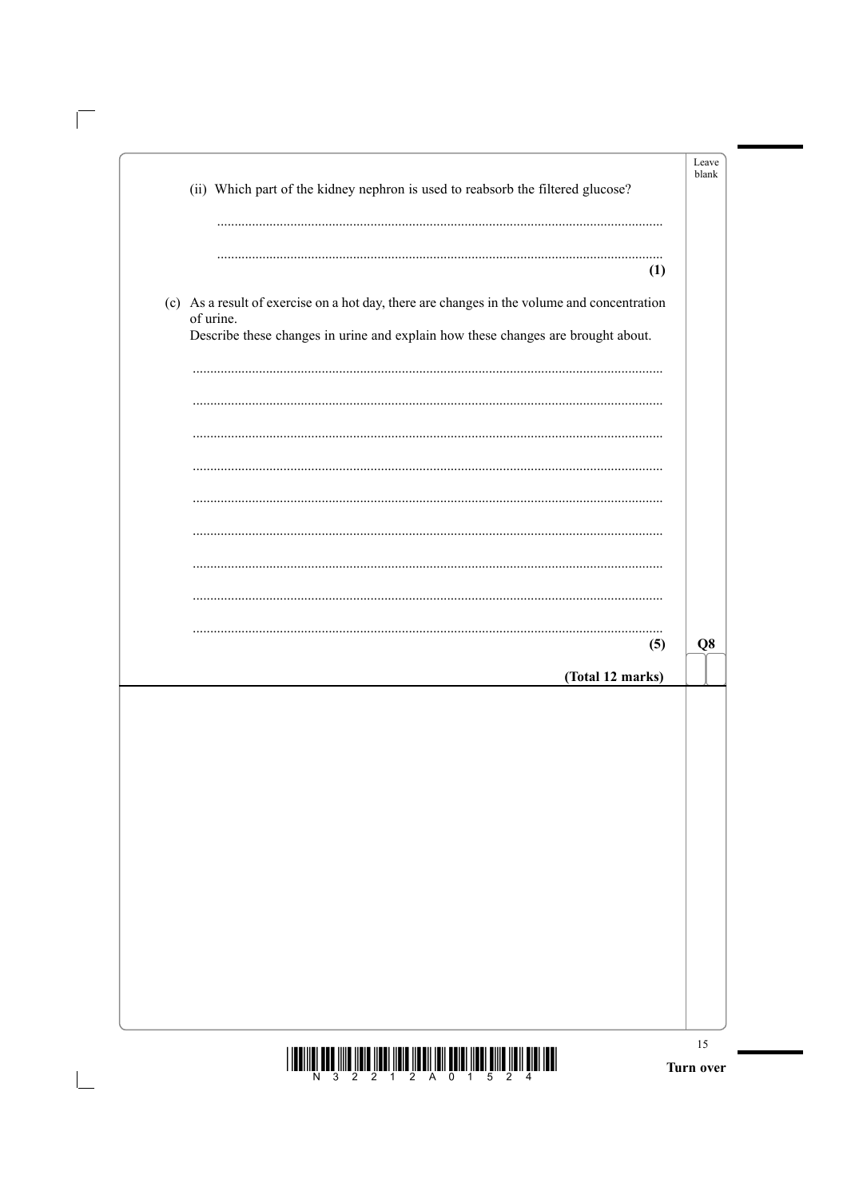(ii) Which part of the kidney nephron is used to reabsorb the filtered glucose?

..............................................................................................................................

..............................................................................................................................

**(1)**

(c) As a result of exercise on a hot day, there are changes in the volume and concentration of urine.
Describe these changes in urine and explain how these changes are brought about.

..............................................................................................................................

..............................................................................................................................

..............................................................................................................................

..............................................................................................................................

..............................................................................................................................

..............................................................................................................................

..............................................................................................................................

..............................................................................................................................

..............................................................................................................................

**(5)**

**(Total 12 marks)**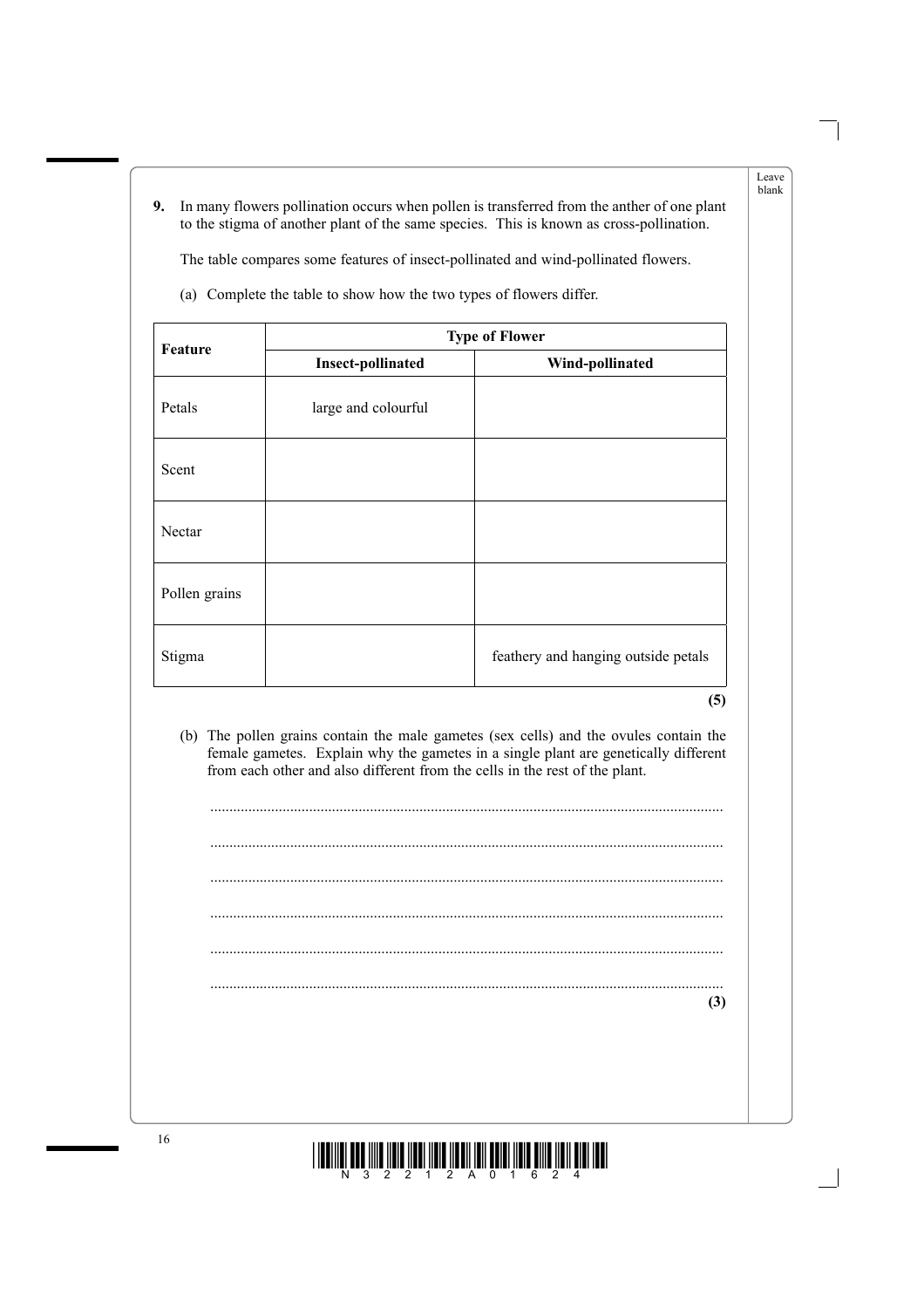**9.** In many flowers pollination occurs when pollen is transferred from the anther of one plant to the stigma of another plant of the same species. This is known as cross-pollination.

The table compares some features of insect-pollinated and wind-pollinated flowers.

(a) Complete the table to show how the two types of flowers differ.

| Feature | Type of Flower | |
|---|---|---|
| | **Insect-pollinated** | **Wind-pollinated** |
| Petals | large and colourful | |
| Scent | | |
| Nectar | | |
| Pollen grains | | |
| Stigma | | feathery and hanging outside petals |

**(5)**

(b) The pollen grains contain the male gametes (sex cells) and the ovules contain the female gametes. Explain why the gametes in a single plant are genetically different from each other and also different from the cells in the rest of the plant.

....................................................................................................................................

....................................................................................................................................

....................................................................................................................................

....................................................................................................................................

....................................................................................................................................

....................................................................................................................................

**(3)**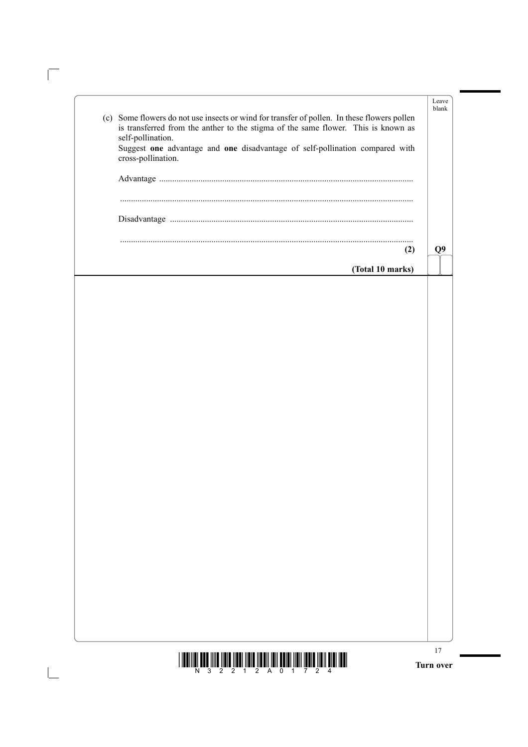(c) Some flowers do not use insects or wind for transfer of pollen. In these flowers pollen is transferred from the anther to the stigma of the same flower. This is known as self-pollination.
Suggest **one** advantage and **one** disadvantage of self-pollination compared with cross-pollination.

Advantage ....................................................................................................................

......................................................................................................................................

Disadvantage ...............................................................................................................

......................................................................................................................................

**(2)**

**Q9**

**(Total 10 marks)**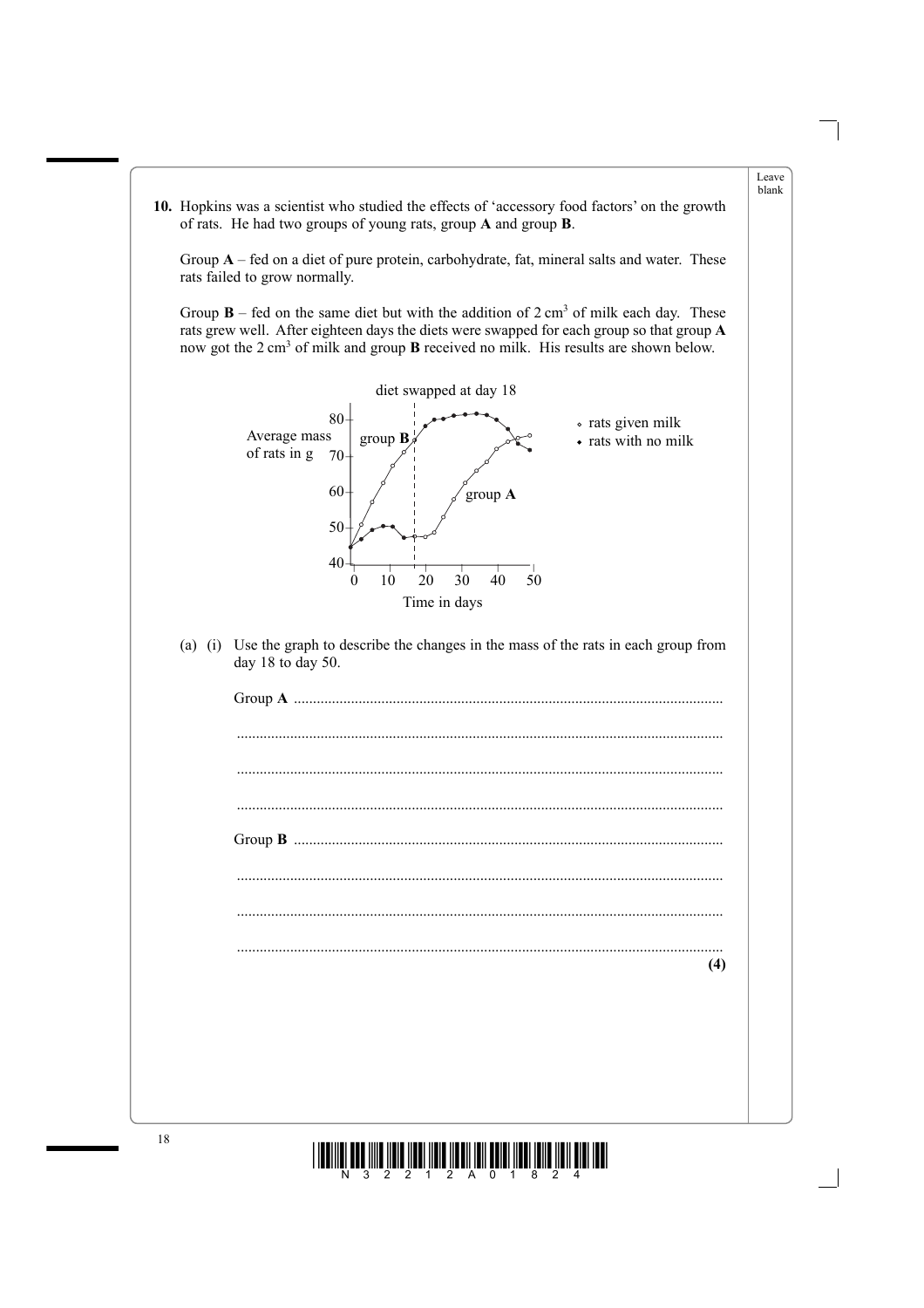**10.** Hopkins was a scientist who studied the effects of 'accessory food factors' on the growth of rats. He had two groups of young rats, group **A** and group **B**.

Group **A** – fed on a diet of pure protein, carbohydrate, fat, mineral salts and water. These rats failed to grow normally.

Group **B** – fed on the same diet but with the addition of 2 $cm^3$ of milk each day. These rats grew well. After eighteen days the diets were swapped for each group so that group **A** now got the 2 $cm^3$ of milk and group **B** received no milk. His results are shown below.

diet swapped at day 18

Average mass of rats in g

Time in days

∘ rats given milk
• rats with no milk

(a) (i) Use the graph to describe the changes in the mass of the rats in each group from day 18 to day 50.

Group **A** ..............................................................................................................

..............................................................................................................

..............................................................................................................

..............................................................................................................

Group **B** ..............................................................................................................

..............................................................................................................

..............................................................................................................

..............................................................................................................

**(4)**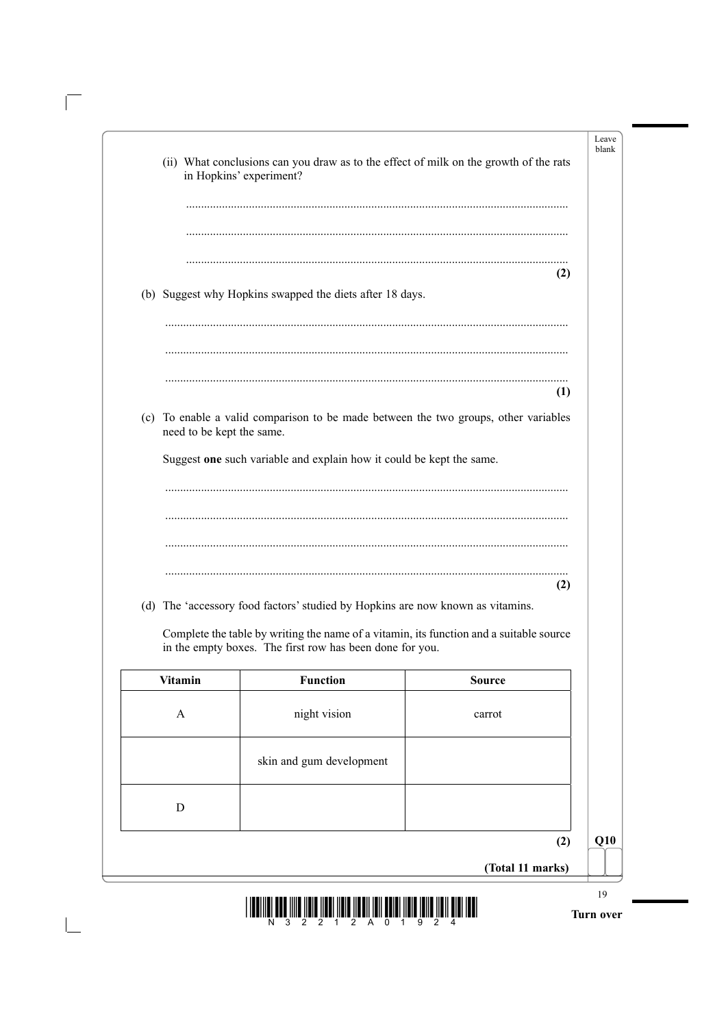(ii) What conclusions can you draw as to the effect of milk on the growth of the rats in Hopkins' experiment?

..............................................................................................................................

..............................................................................................................................

..............................................................................................................................
**(2)**

(b) Suggest why Hopkins swapped the diets after 18 days.

..............................................................................................................................

..............................................................................................................................

..............................................................................................................................
**(1)**

(c) To enable a valid comparison to be made between the two groups, other variables need to be kept the same.

Suggest **one** such variable and explain how it could be kept the same.

..............................................................................................................................

..............................................................................................................................

..............................................................................................................................

..............................................................................................................................
**(2)**

(d) The 'accessory food factors' studied by Hopkins are now known as vitamins.

Complete the table by writing the name of a vitamin, its function and a suitable source in the empty boxes. The first row has been done for you.

| Vitamin | Function | Source |
|---|---|---|
| A | night vision | carrot |
| | skin and gum development | |
| D | | |

**(2)**

**Q10**

**(Total 11 marks)**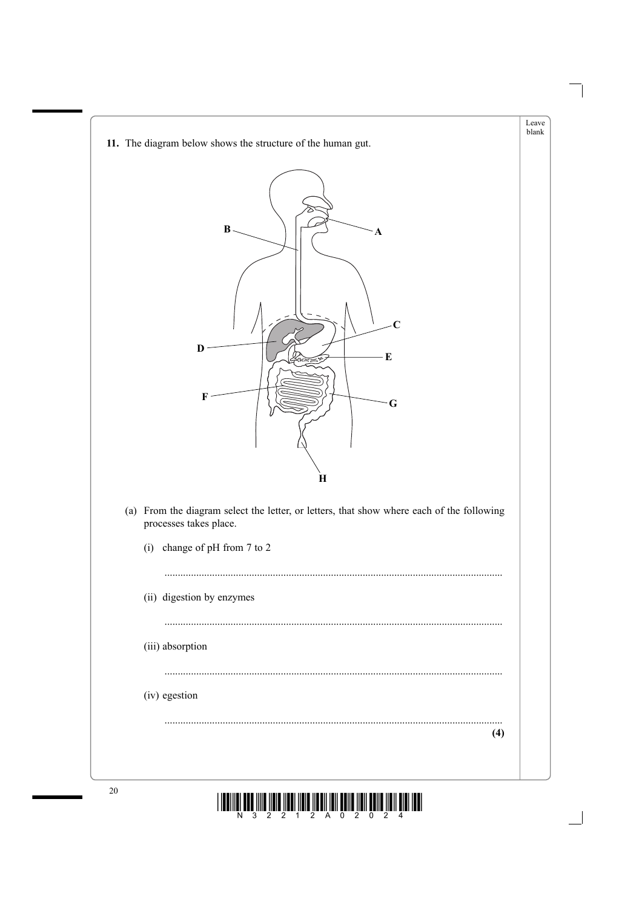**11.** The diagram below shows the structure of the human gut.

B, A, C, D, E, F, G, H

(a) From the diagram select the letter, or letters, that show where each of the following processes takes place.

(i) change of pH from 7 to 2

..............................................................................................................

(ii) digestion by enzymes

..............................................................................................................

(iii) absorption

..............................................................................................................

(iv) egestion

..............................................................................................................

**(4)**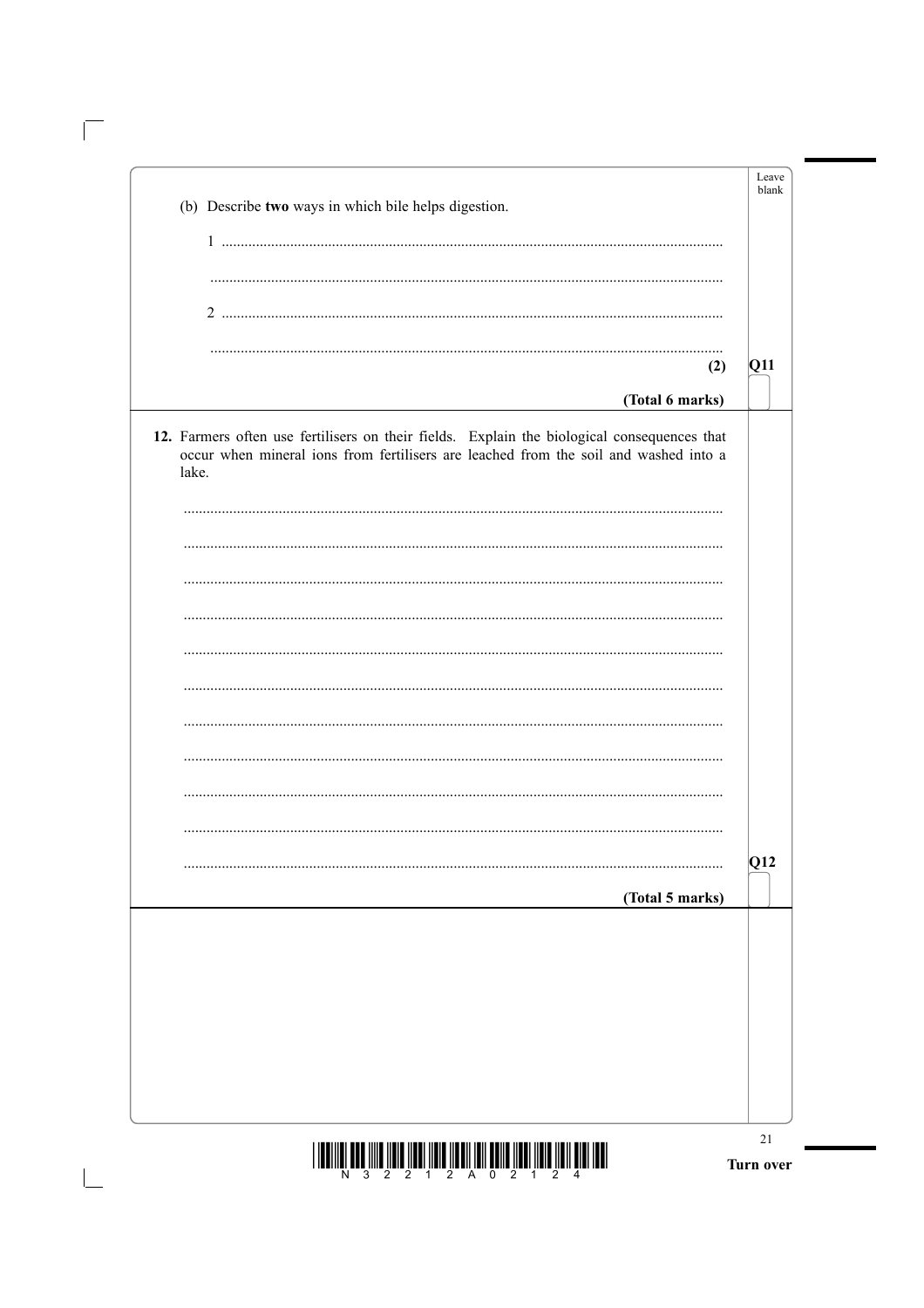(b) Describe **two** ways in which bile helps digestion.

1 ..................................................................................................................................

..................................................................................................................................

2 ..................................................................................................................................

..................................................................................................................................

**(2)**

**(Total 6 marks)**

**12.** Farmers often use fertilisers on their fields. Explain the biological consequences that occur when mineral ions from fertilisers are leached from the soil and washed into a lake.

..................................................................................................................................

..................................................................................................................................

..................................................................................................................................

..................................................................................................................................

..................................................................................................................................

..................................................................................................................................

..................................................................................................................................

..................................................................................................................................

..................................................................................................................................

..................................................................................................................................

..................................................................................................................................

**(Total 5 marks)**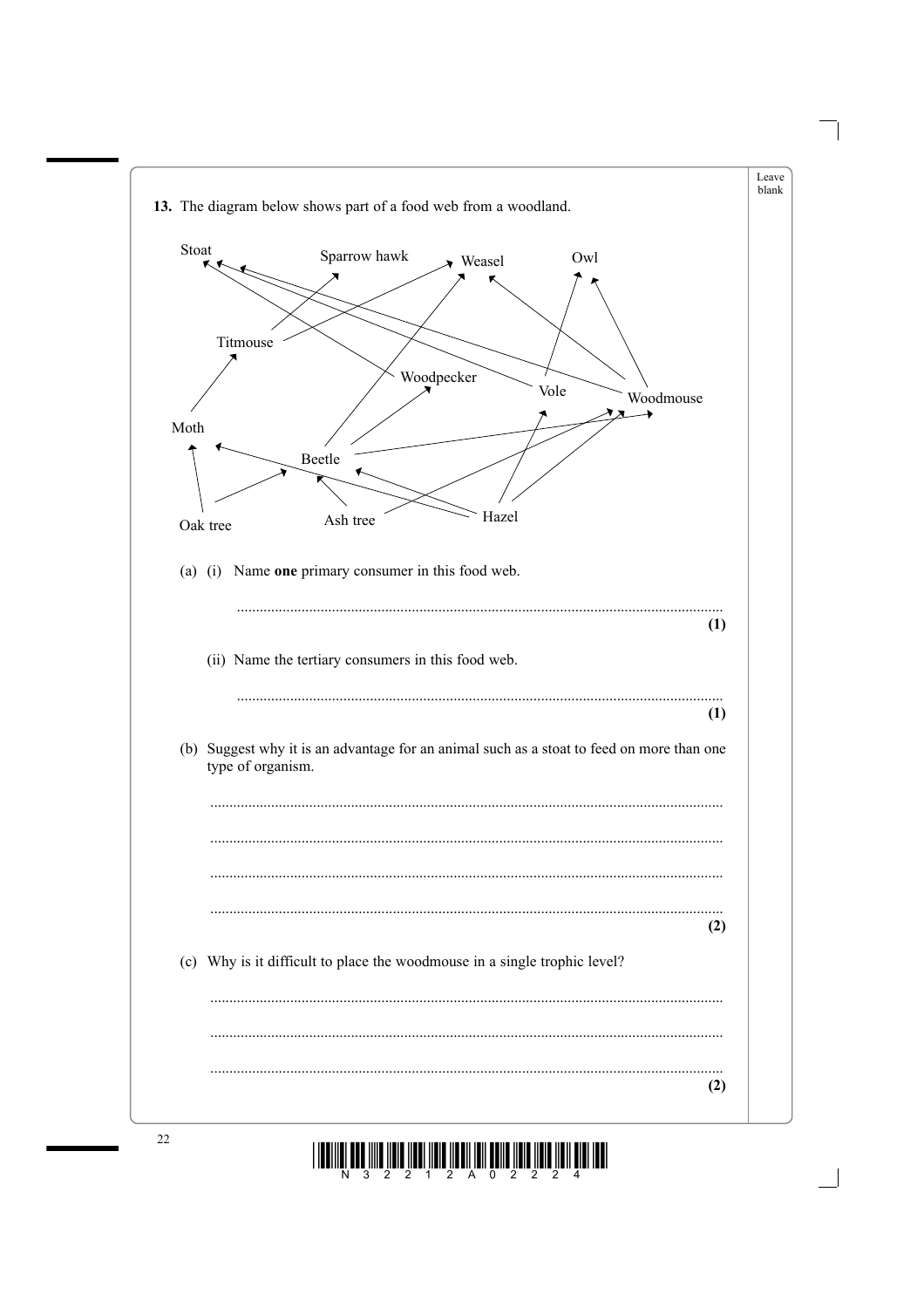**13.** The diagram below shows part of a food web from a woodland.

Stoat, Sparrow hawk, Weasel, Owl

Titmouse, Woodpecker, Vole, Woodmouse

Moth, Beetle

Oak tree, Ash tree, Hazel

(a) (i) Name **one** primary consumer in this food web.

..............................................................................................................................
**(1)**

(ii) Name the tertiary consumers in this food web.

..............................................................................................................................
**(1)**

(b) Suggest why it is an advantage for an animal such as a stoat to feed on more than one type of organism.

..............................................................................................................................

..............................................................................................................................

..............................................................................................................................

..............................................................................................................................
**(2)**

(c) Why is it difficult to place the woodmouse in a single trophic level?

..............................................................................................................................

..............................................................................................................................

..............................................................................................................................
**(2)**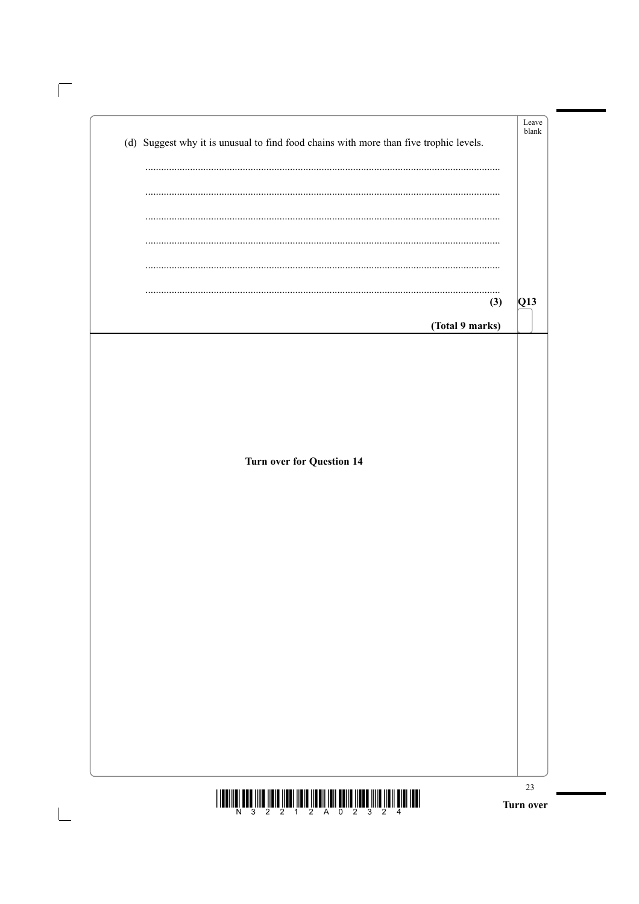(d) Suggest why it is unusual to find food chains with more than five trophic levels.

.......................................................................................................................................

.......................................................................................................................................

.......................................................................................................................................

.......................................................................................................................................

.......................................................................................................................................

.......................................................................................................................................

**(3)**

**Q13**

**(Total 9 marks)**

**Turn over for Question 14**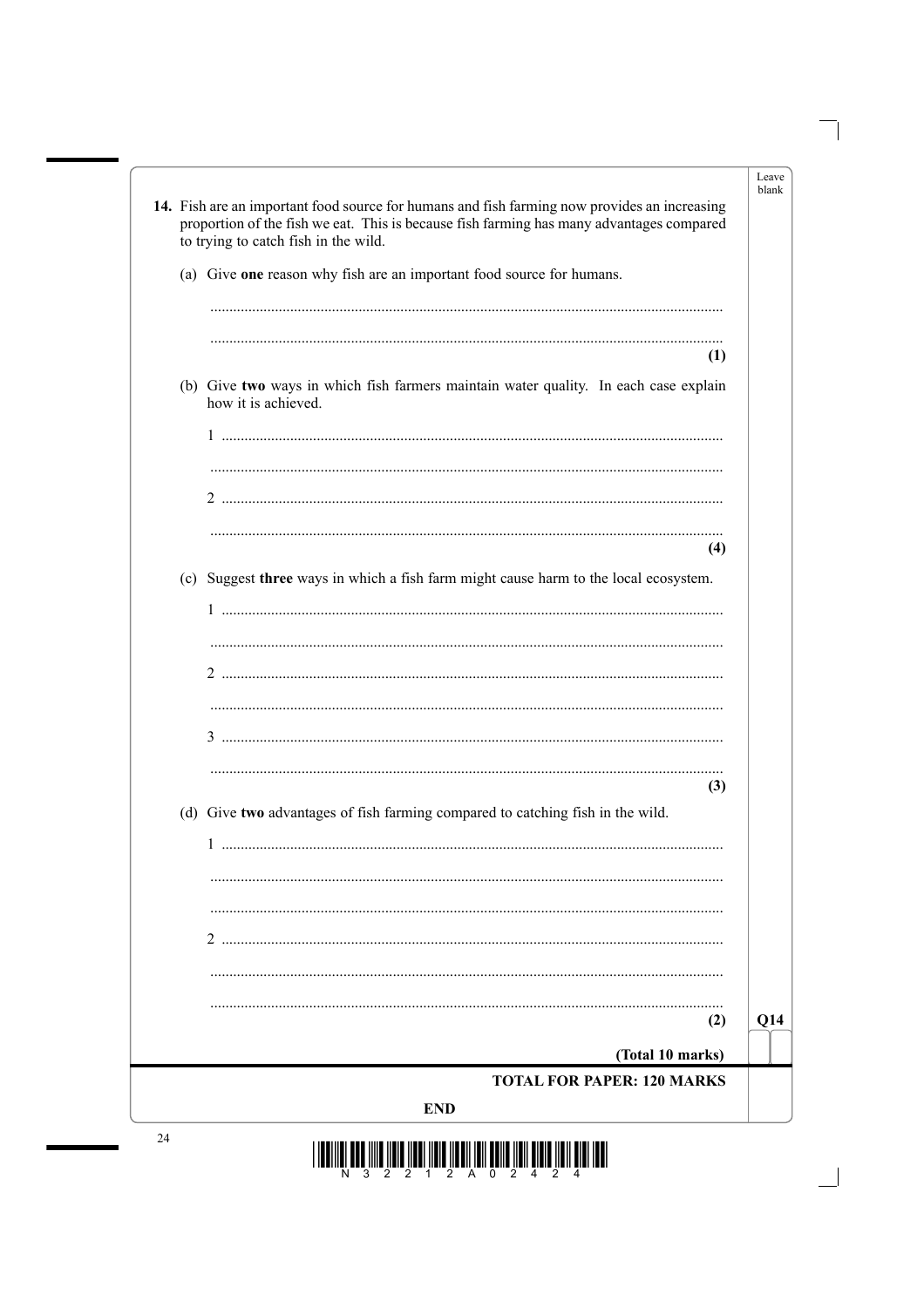**14.** Fish are an important food source for humans and fish farming now provides an increasing proportion of the fish we eat. This is because fish farming has many advantages compared to trying to catch fish in the wild.

(a) Give **one** reason why fish are an important food source for humans.

.....................................................................................................................................

.....................................................................................................................................

**(1)**

(b) Give **two** ways in which fish farmers maintain water quality. In each case explain how it is achieved.

1 .................................................................................................................................

.....................................................................................................................................

2 .................................................................................................................................

.....................................................................................................................................

**(4)**

(c) Suggest **three** ways in which a fish farm might cause harm to the local ecosystem.

1 .................................................................................................................................

.....................................................................................................................................

2 .................................................................................................................................

.....................................................................................................................................

3 .................................................................................................................................

.....................................................................................................................................

**(3)**

(d) Give **two** advantages of fish farming compared to catching fish in the wild.

1 .................................................................................................................................

.....................................................................................................................................

.....................................................................................................................................

2 .................................................................................................................................

.....................................................................................................................................

.....................................................................................................................................

**(2)**

**Q14**

**(Total 10 marks)**

**TOTAL FOR PAPER: 120 MARKS**

**END**